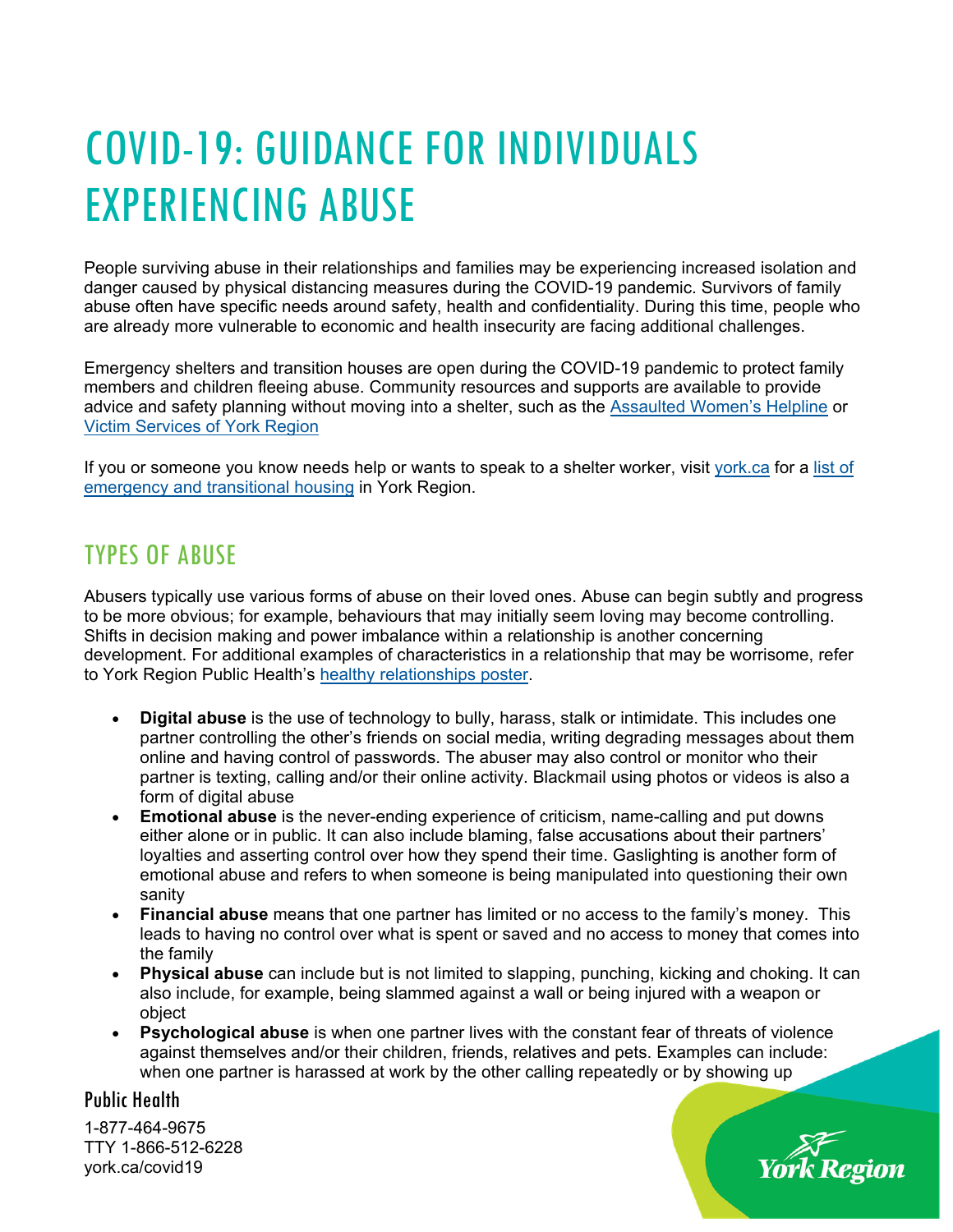# COVID-19: GUIDANCE FOR INDIVIDUALS EXPERIENCING ABUSE

People surviving abuse in their relationships and families may be experiencing increased isolation and danger caused by physical distancing measures during the COVID-19 pandemic. Survivors of family abuse often have specific needs around safety, health and confidentiality. During this time, people who are already more vulnerable to economic and health insecurity are facing additional challenges.

Emergency shelters and transition houses are open during the COVID-19 pandemic to protect family members and children fleeing abuse. Community resources and supports are available to provide advice and safety planning without moving into a shelter, such as the Assaulted Women's Helpline or Victim Services of York Region

If you or someone you know needs help or wants to speak to a shelter worker, visit york.ca for a list of emergency and transitional housing in York Region.

## TYPES OF ABUSE

Abusers typically use various forms of abuse on their loved ones. Abuse can begin subtly and progress to be more obvious; for example, behaviours that may initially seem loving may become controlling. Shifts in decision making and power imbalance within a relationship is another concerning development. For additional examples of characteristics in a relationship that may be worrisome, refer to York Region Public Health's healthy relationships poster.

- **Digital abuse** is the use of technology to bully, harass, stalk or intimidate. This includes one partner controlling the other's friends on social media, writing degrading messages about them online and having control of passwords. The abuser may also control or monitor who their partner is texting, calling and/or their online activity. Blackmail using photos or videos is also a form of digital abuse
- **Emotional abuse** is the never-ending experience of criticism, name-calling and put downs either alone or in public. It can also include blaming, false accusations about their partners' loyalties and asserting control over how they spend their time. Gaslighting is another form of emotional abuse and refers to when someone is being manipulated into questioning their own sanity
- **Financial abuse** means that one partner has limited or no access to the family's money. This leads to having no control over what is spent or saved and no access to money that comes into the family
- **Physical abuse** can include but is not limited to slapping, punching, kicking and choking. It can also include, for example, being slammed against a wall or being injured with a weapon or object
- **Psychological abuse** is when one partner lives with the constant fear of threats of violence against themselves and/or their children, friends, relatives and pets. Examples can include: when one partner is harassed at work by the other calling repeatedly or by showing up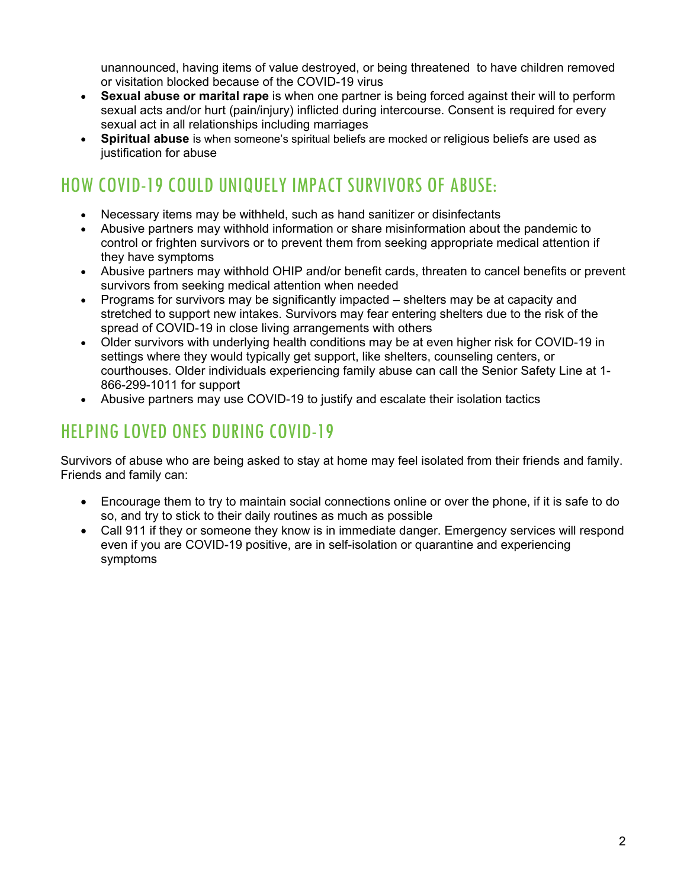unannounced, having items of value destroyed, or being threatened to have children removed or visitation blocked because of the COVID-19 virus

- **Sexual abuse or marital rape** is when one partner is being forced against their will to perform sexual acts and/or hurt (pain/injury) inflicted during intercourse. Consent is required for every sexual act in all relationships including marriages
- **Spiritual abuse** is when someone's spiritual beliefs are mocked or religious beliefs are used as justification for abuse

## HOW COVID-19 COULD UNIQUELY IMPACT SURVIVORS OF ABUSE:

- Necessary items may be withheld, such as hand sanitizer or disinfectants
- Abusive partners may withhold information or share misinformation about the pandemic to control or frighten survivors or to prevent them from seeking appropriate medical attention if they have symptoms
- Abusive partners may withhold OHIP and/or benefit cards, threaten to cancel benefits or prevent survivors from seeking medical attention when needed
- Programs for survivors may be significantly impacted – shelters may be at capacity and stretched to support new intakes. Survivors may fear entering shelters due to the risk of the spread of COVID-19 in close living arrangements with others
- Older survivors with underlying health conditions may be at even higher risk for COVID-19 in settings where they would typically get support, like shelters, counseling centers, or courthouses. Older individuals experiencing family abuse can call the Senior Safety Line at 1-866-299-1011 for support
- Abusive partners may use COVID-19 to justify and escalate their isolation tactics

## HELPING LOVED ONES DURING COVID-19

Survivors of abuse who are being asked to stay at home may feel isolated from their friends and family. Friends and family can:

- Encourage them to try to maintain social connections online or over the phone, if it is safe to do so, and try to stick to their daily routines as much as possible
- Call 911 if they or someone they know is in immediate danger. Emergency services will respond even if you are COVID-19 positive, are in self-isolation or quarantine and experiencing symptoms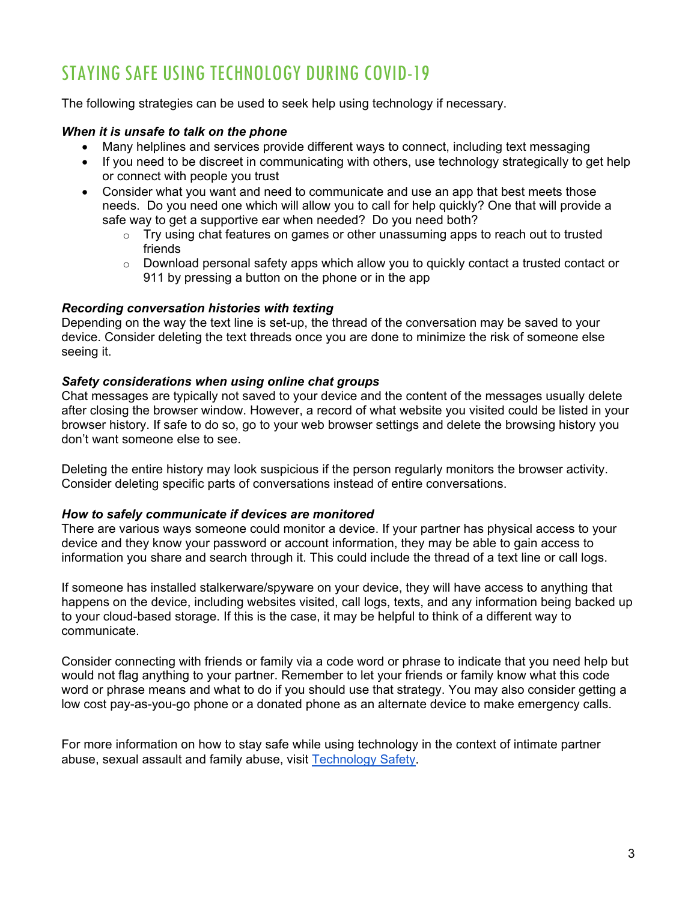# STAYING SAFE USING TECHNOLOGY DURING COVID-19

The following strategies can be used to seek help using technology if necessary.

***When it is unsafe to talk on the phone***

- Many helplines and services provide different ways to connect, including text messaging
- If you need to be discreet in communicating with others, use technology strategically to get help or connect with people you trust
- Consider what you want and need to communicate and use an app that best meets those needs. Do you need one which will allow you to call for help quickly? One that will provide a safe way to get a supportive ear when needed? Do you need both?
  - Try using chat features on games or other unassuming apps to reach out to trusted friends
  - Download personal safety apps which allow you to quickly contact a trusted contact or 911 by pressing a button on the phone or in the app

***Recording conversation histories with texting***

Depending on the way the text line is set-up, the thread of the conversation may be saved to your device. Consider deleting the text threads once you are done to minimize the risk of someone else seeing it.

***Safety considerations when using online chat groups***

Chat messages are typically not saved to your device and the content of the messages usually delete after closing the browser window. However, a record of what website you visited could be listed in your browser history. If safe to do so, go to your web browser settings and delete the browsing history you don't want someone else to see.

Deleting the entire history may look suspicious if the person regularly monitors the browser activity. Consider deleting specific parts of conversations instead of entire conversations.

***How to safely communicate if devices are monitored***

There are various ways someone could monitor a device. If your partner has physical access to your device and they know your password or account information, they may be able to gain access to information you share and search through it. This could include the thread of a text line or call logs.

If someone has installed stalkerware/spyware on your device, they will have access to anything that happens on the device, including websites visited, call logs, texts, and any information being backed up to your cloud-based storage. If this is the case, it may be helpful to think of a different way to communicate.

Consider connecting with friends or family via a code word or phrase to indicate that you need help but would not flag anything to your partner. Remember to let your friends or family know what this code word or phrase means and what to do if you should use that strategy. You may also consider getting a low cost pay-as-you-go phone or a donated phone as an alternate device to make emergency calls.

For more information on how to stay safe while using technology in the context of intimate partner abuse, sexual assault and family abuse, visit Technology Safety.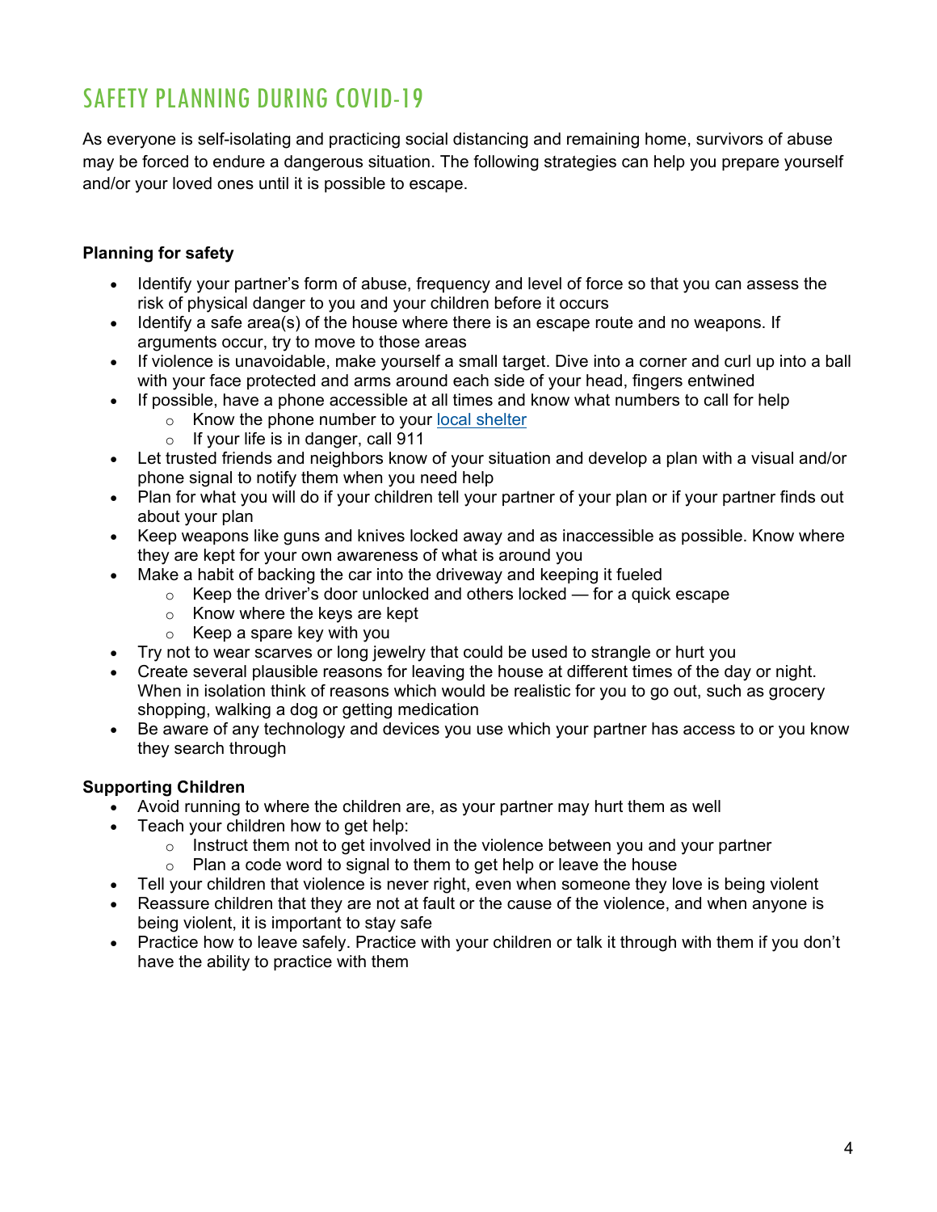# SAFETY PLANNING DURING COVID-19

As everyone is self-isolating and practicing social distancing and remaining home, survivors of abuse may be forced to endure a dangerous situation. The following strategies can help you prepare yourself and/or your loved ones until it is possible to escape.

**Planning for safety**

- Identify your partner's form of abuse, frequency and level of force so that you can assess the risk of physical danger to you and your children before it occurs
- Identify a safe area(s) of the house where there is an escape route and no weapons. If arguments occur, try to move to those areas
- If violence is unavoidable, make yourself a small target. Dive into a corner and curl up into a ball with your face protected and arms around each side of your head, fingers entwined
- If possible, have a phone accessible at all times and know what numbers to call for help
  - Know the phone number to your local shelter
  - If your life is in danger, call 911
- Let trusted friends and neighbors know of your situation and develop a plan with a visual and/or phone signal to notify them when you need help
- Plan for what you will do if your children tell your partner of your plan or if your partner finds out about your plan
- Keep weapons like guns and knives locked away and as inaccessible as possible. Know where they are kept for your own awareness of what is around you
- Make a habit of backing the car into the driveway and keeping it fueled
  - Keep the driver's door unlocked and others locked — for a quick escape
  - Know where the keys are kept
  - Keep a spare key with you
- Try not to wear scarves or long jewelry that could be used to strangle or hurt you
- Create several plausible reasons for leaving the house at different times of the day or night. When in isolation think of reasons which would be realistic for you to go out, such as grocery shopping, walking a dog or getting medication
- Be aware of any technology and devices you use which your partner has access to or you know they search through

**Supporting Children**

- Avoid running to where the children are, as your partner may hurt them as well
- Teach your children how to get help:
  - Instruct them not to get involved in the violence between you and your partner
  - Plan a code word to signal to them to get help or leave the house
- Tell your children that violence is never right, even when someone they love is being violent
- Reassure children that they are not at fault or the cause of the violence, and when anyone is being violent, it is important to stay safe
- Practice how to leave safely. Practice with your children or talk it through with them if you don't have the ability to practice with them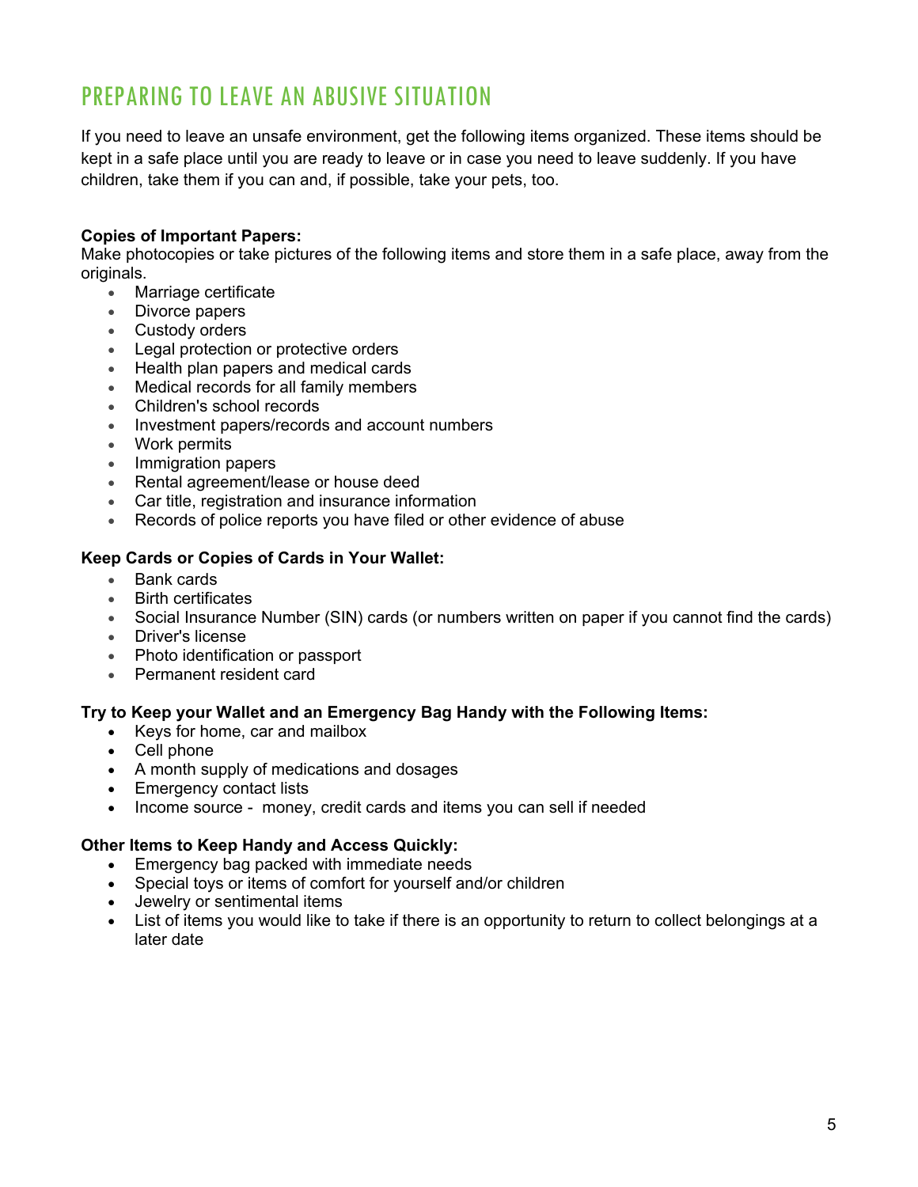# PREPARING TO LEAVE AN ABUSIVE SITUATION

If you need to leave an unsafe environment, get the following items organized. These items should be kept in a safe place until you are ready to leave or in case you need to leave suddenly. If you have children, take them if you can and, if possible, take your pets, too.

**Copies of Important Papers:**
Make photocopies or take pictures of the following items and store them in a safe place, away from the originals.

- Marriage certificate
- Divorce papers
- Custody orders
- Legal protection or protective orders
- Health plan papers and medical cards
- Medical records for all family members
- Children's school records
- Investment papers/records and account numbers
- Work permits
- Immigration papers
- Rental agreement/lease or house deed
- Car title, registration and insurance information
- Records of police reports you have filed or other evidence of abuse

**Keep Cards or Copies of Cards in Your Wallet:**

- Bank cards
- Birth certificates
- Social Insurance Number (SIN) cards (or numbers written on paper if you cannot find the cards)
- Driver's license
- Photo identification or passport
- Permanent resident card

**Try to Keep your Wallet and an Emergency Bag Handy with the Following Items:**

- Keys for home, car and mailbox
- Cell phone
- A month supply of medications and dosages
- Emergency contact lists
- Income source - money, credit cards and items you can sell if needed

**Other Items to Keep Handy and Access Quickly:**

- Emergency bag packed with immediate needs
- Special toys or items of comfort for yourself and/or children
- Jewelry or sentimental items
- List of items you would like to take if there is an opportunity to return to collect belongings at a later date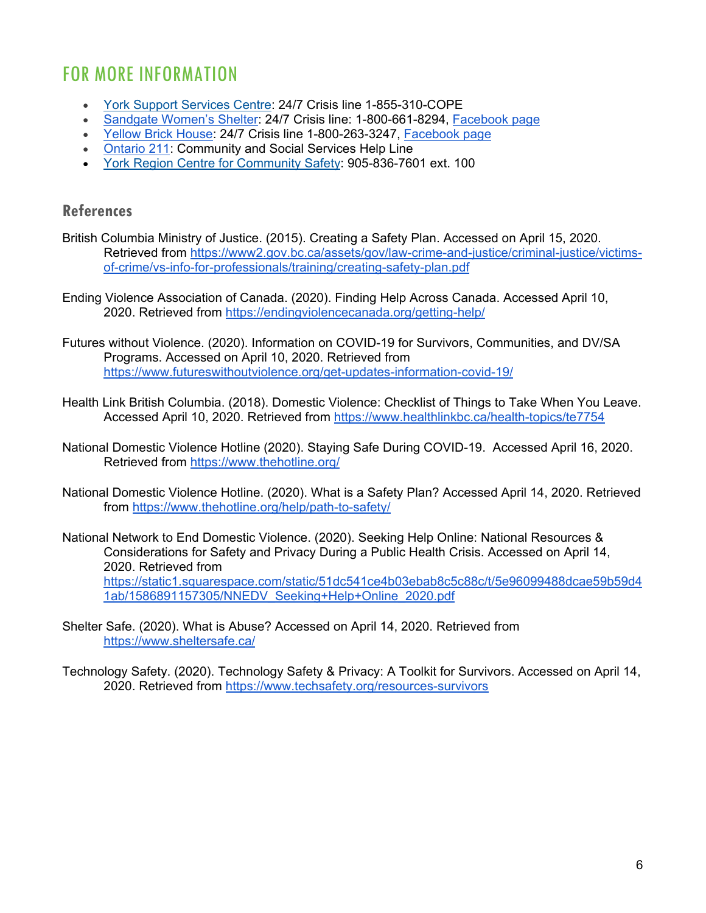## FOR MORE INFORMATION

- York Support Services Centre: 24/7 Crisis line 1-855-310-COPE
- Sandgate Women's Shelter: 24/7 Crisis line: 1-800-661-8294, Facebook page
- Yellow Brick House: 24/7 Crisis line 1-800-263-3247, Facebook page
- Ontario 211: Community and Social Services Help Line
- York Region Centre for Community Safety: 905-836-7601 ext. 100

### References

British Columbia Ministry of Justice. (2015). Creating a Safety Plan. Accessed on April 15, 2020. Retrieved from https://www2.gov.bc.ca/assets/gov/law-crime-and-justice/criminal-justice/victims-of-crime/vs-info-for-professionals/training/creating-safety-plan.pdf

Ending Violence Association of Canada. (2020). Finding Help Across Canada. Accessed April 10, 2020. Retrieved from https://endingviolencecanada.org/getting-help/

Futures without Violence. (2020). Information on COVID-19 for Survivors, Communities, and DV/SA Programs. Accessed on April 10, 2020. Retrieved from https://www.futureswithoutviolence.org/get-updates-information-covid-19/

Health Link British Columbia. (2018). Domestic Violence: Checklist of Things to Take When You Leave. Accessed April 10, 2020. Retrieved from https://www.healthlinkbc.ca/health-topics/te7754

National Domestic Violence Hotline (2020). Staying Safe During COVID-19. Accessed April 16, 2020. Retrieved from https://www.thehotline.org/

National Domestic Violence Hotline. (2020). What is a Safety Plan? Accessed April 14, 2020. Retrieved from https://www.thehotline.org/help/path-to-safety/

National Network to End Domestic Violence. (2020). Seeking Help Online: National Resources & Considerations for Safety and Privacy During a Public Health Crisis. Accessed on April 14, 2020. Retrieved from https://static1.squarespace.com/static/51dc541ce4b03ebab8c5c88c/t/5e96099488dcae59b59d41ab/1586891157305/NNEDV_Seeking+Help+Online_2020.pdf

Shelter Safe. (2020). What is Abuse? Accessed on April 14, 2020. Retrieved from https://www.sheltersafe.ca/

Technology Safety. (2020). Technology Safety & Privacy: A Toolkit for Survivors. Accessed on April 14, 2020. Retrieved from https://www.techsafety.org/resources-survivors